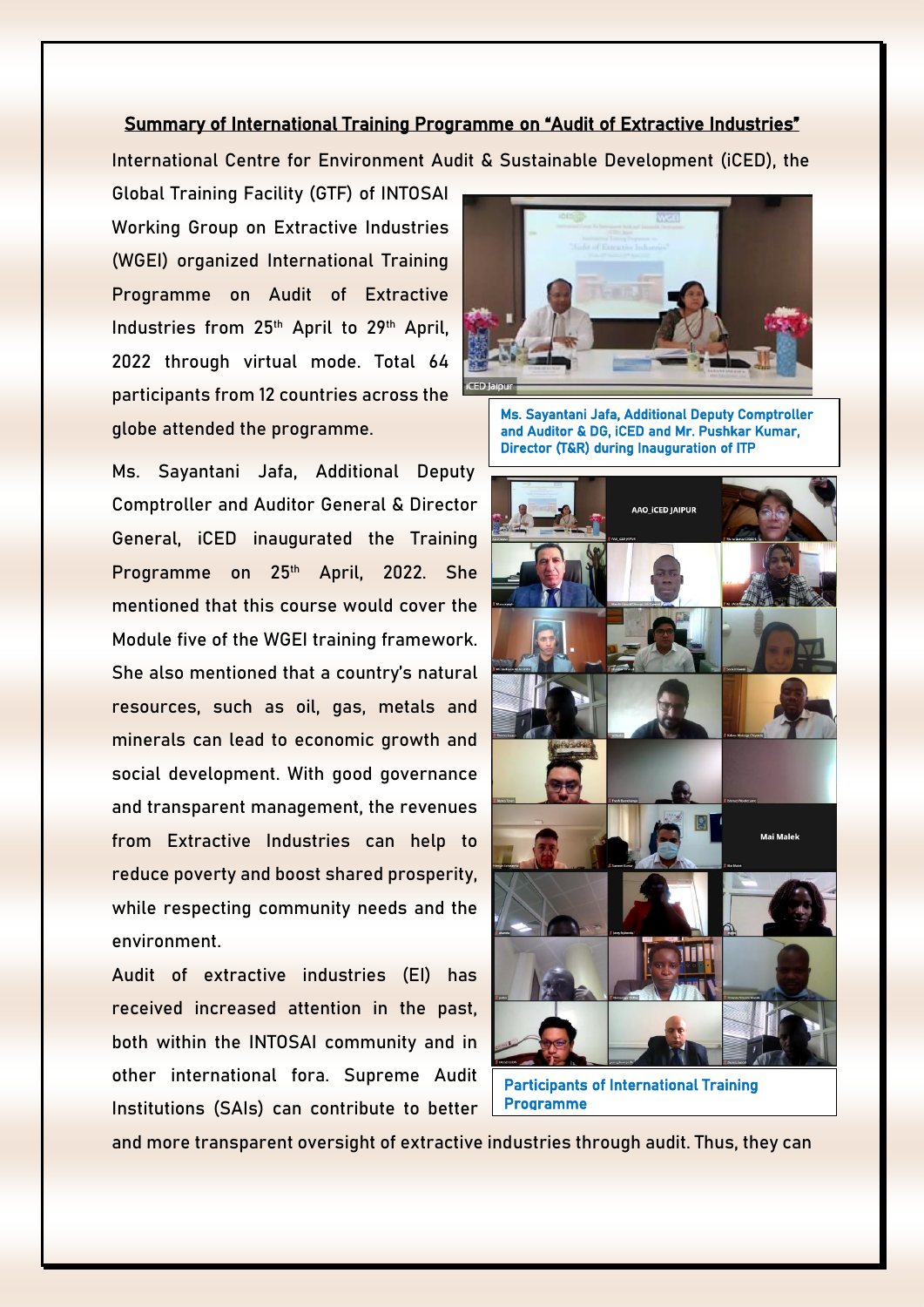## Summary of International Training Programme on "Audit of Extractive Industries"

International Centre for Environment Audit & Sustainable Development (iCED), the Global Training Facility (GTF) of INTOSAI Working Group on Extractive Industries (WGEI) organized International Training Programme on Audit of Extractive Industries from 25th April to 29th April, 2022 through virtual mode. Total 64 participants from 12 countries across the globe attended the programme.

Ms. Sayantani Jafa, Additional Deputy Comptroller and Auditor General & Director General, iCED inaugurated the Training Programme on 25th April, 2022. She mentioned that this course would cover the Module five of the WGEI training framework. She also mentioned that a country's natural resources, such as oil, gas, metals and minerals can lead to economic growth and social development. With good governance and transparent management, the revenues from Extractive Industries can help to reduce poverty and boost shared prosperity, while respecting community needs and the environment.

Ms. Sayantani Jafa, Additional Deputy Comptroller and Auditor & DG, iCED and Mr. Pushkar Kumar, Director (T&R) during Inauguration of ITP

Participants of International Training Programme

Audit of extractive industries (EI) has received increased attention in the past, both within the INTOSAI community and in other international fora. Supreme Audit Institutions (SAIs) can contribute to better and more transparent oversight of extractive industries through audit. Thus, they can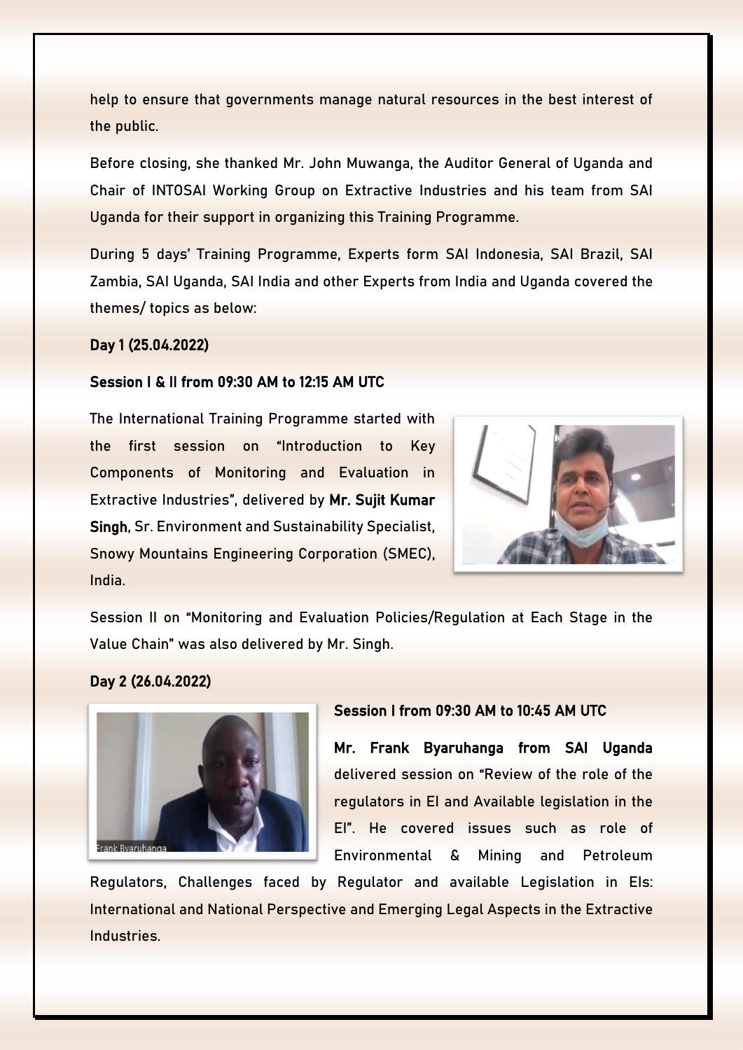help to ensure that governments manage natural resources in the best interest of the public.

Before closing, she thanked Mr. John Muwanga, the Auditor General of Uganda and Chair of INTOSAI Working Group on Extractive Industries and his team from SAI Uganda for their support in organizing this Training Programme.

During 5 days' Training Programme, Experts form SAI Indonesia, SAI Brazil, SAI Zambia, SAI Uganda, SAI India and other Experts from India and Uganda covered the themes/ topics as below:

**Day 1 (25.04.2022)**

**Session I & II from 09:30 AM to 12:15 AM UTC**

The International Training Programme started with the first session on "Introduction to Key Components of Monitoring and Evaluation in Extractive Industries", delivered by **Mr. Sujit Kumar Singh**, Sr. Environment and Sustainability Specialist, Snowy Mountains Engineering Corporation (SMEC), India.

Session II on "Monitoring and Evaluation Policies/Regulation at Each Stage in the Value Chain" was also delivered by Mr. Singh.

**Day 2 (26.04.2022)**

**Session I from 09:30 AM to 10:45 AM UTC**

**Mr. Frank Byaruhanga from SAI Uganda** delivered session on "Review of the role of the regulators in EI and Available legislation in the EI". He covered issues such as role of Environmental & Mining and Petroleum Regulators, Challenges faced by Regulator and available Legislation in EIs: International and National Perspective and Emerging Legal Aspects in the Extractive Industries.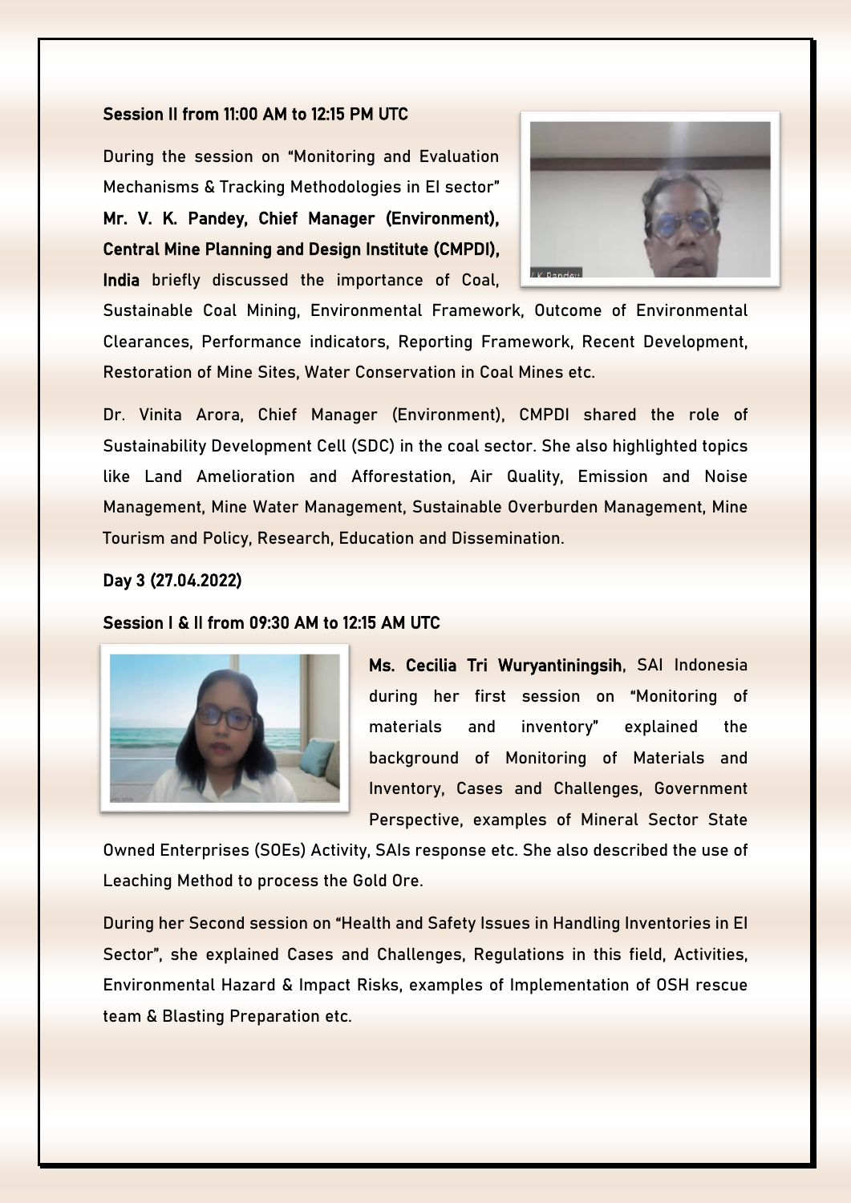**Session II from 11:00 AM to 12:15 PM UTC**

During the session on "Monitoring and Evaluation Mechanisms & Tracking Methodologies in EI sector" **Mr. V. K. Pandey, Chief Manager (Environment), Central Mine Planning and Design Institute (CMPDI), India** briefly discussed the importance of Coal, Sustainable Coal Mining, Environmental Framework, Outcome of Environmental Clearances, Performance indicators, Reporting Framework, Recent Development, Restoration of Mine Sites, Water Conservation in Coal Mines etc.

Dr. Vinita Arora, Chief Manager (Environment), CMPDI shared the role of Sustainability Development Cell (SDC) in the coal sector. She also highlighted topics like Land Amelioration and Afforestation, Air Quality, Emission and Noise Management, Mine Water Management, Sustainable Overburden Management, Mine Tourism and Policy, Research, Education and Dissemination.

**Day 3 (27.04.2022)**

**Session I & II from 09:30 AM to 12:15 AM UTC**

**Ms. Cecilia Tri Wuryantiningsih**, SAI Indonesia during her first session on "Monitoring of materials and inventory" explained the background of Monitoring of Materials and Inventory, Cases and Challenges, Government Perspective, examples of Mineral Sector State Owned Enterprises (SOEs) Activity, SAIs response etc. She also described the use of Leaching Method to process the Gold Ore.

During her Second session on "Health and Safety Issues in Handling Inventories in EI Sector", she explained Cases and Challenges, Regulations in this field, Activities, Environmental Hazard & Impact Risks, examples of Implementation of OSH rescue team & Blasting Preparation etc.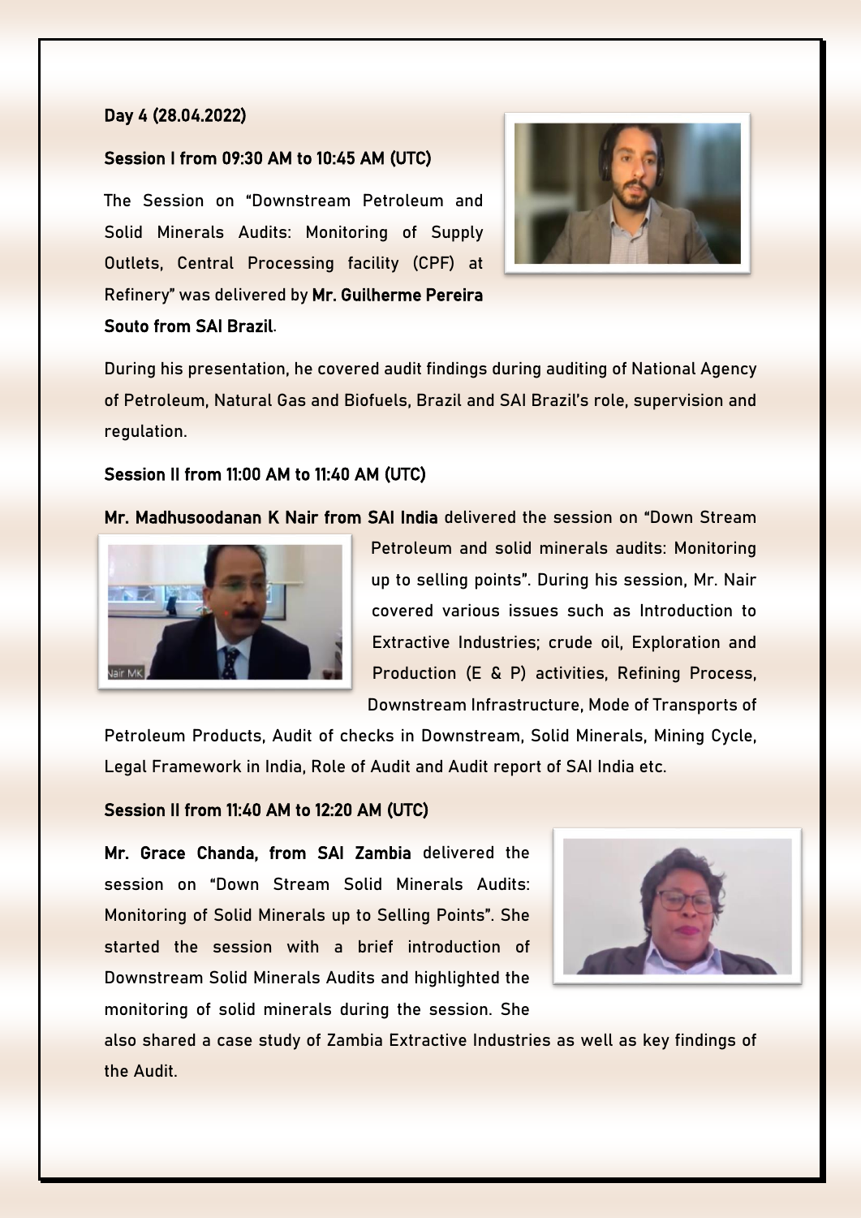**Day 4 (28.04.2022)**

**Session I from 09:30 AM to 10:45 AM (UTC)**

The Session on "Downstream Petroleum and Solid Minerals Audits: Monitoring of Supply Outlets, Central Processing facility (CPF) at Refinery" was delivered by **Mr. Guilherme Pereira Souto from SAI Brazil**.

During his presentation, he covered audit findings during auditing of National Agency of Petroleum, Natural Gas and Biofuels, Brazil and SAI Brazil's role, supervision and regulation.

**Session II from 11:00 AM to 11:40 AM (UTC)**

**Mr. Madhusoodanan K Nair from SAI India** delivered the session on "Down Stream Petroleum and solid minerals audits: Monitoring up to selling points". During his session, Mr. Nair covered various issues such as Introduction to Extractive Industries; crude oil, Exploration and Production (E & P) activities, Refining Process, Downstream Infrastructure, Mode of Transports of Petroleum Products, Audit of checks in Downstream, Solid Minerals, Mining Cycle, Legal Framework in India, Role of Audit and Audit report of SAI India etc.

**Session II from 11:40 AM to 12:20 AM (UTC)**

**Mr. Grace Chanda, from SAI Zambia** delivered the session on "Down Stream Solid Minerals Audits: Monitoring of Solid Minerals up to Selling Points". She started the session with a brief introduction of Downstream Solid Minerals Audits and highlighted the monitoring of solid minerals during the session. She also shared a case study of Zambia Extractive Industries as well as key findings of the Audit.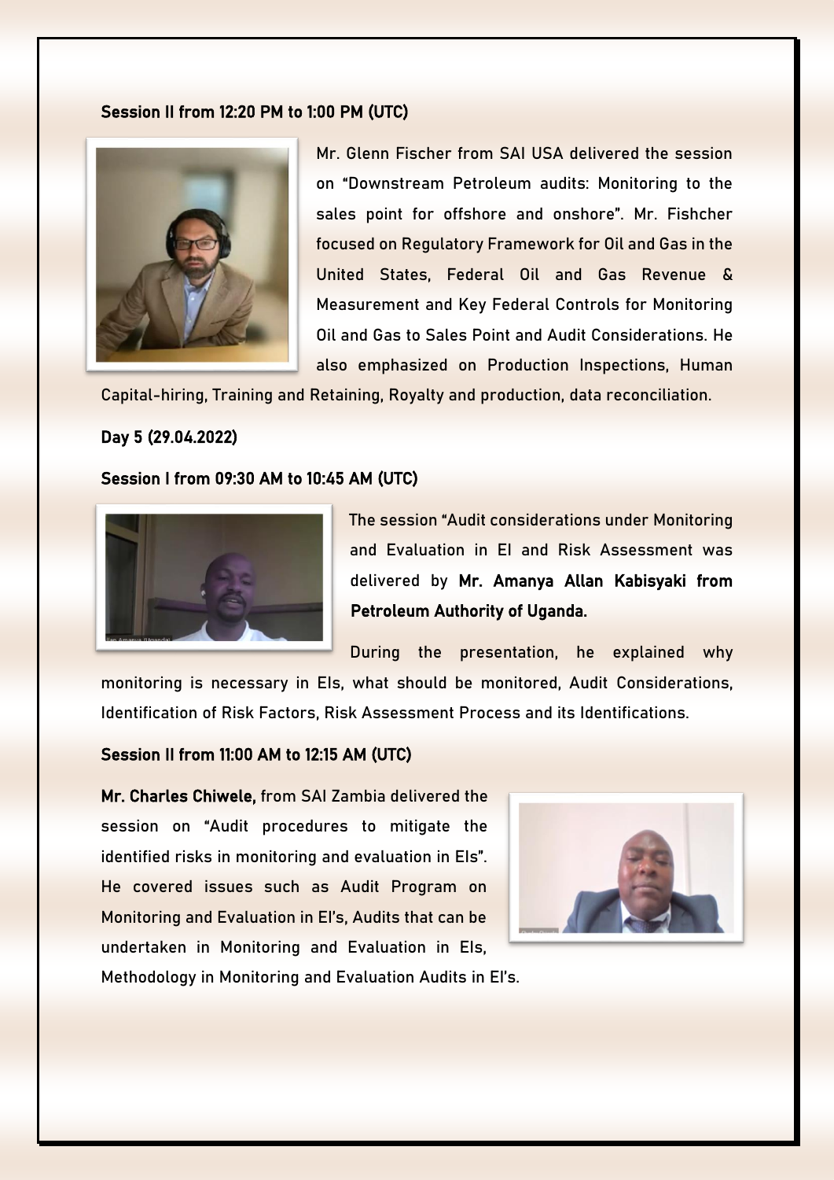**Session II from 12:20 PM to 1:00 PM (UTC)**

Mr. Glenn Fischer from SAI USA delivered the session on "Downstream Petroleum audits: Monitoring to the sales point for offshore and onshore". Mr. Fishcher focused on Regulatory Framework for Oil and Gas in the United States, Federal Oil and Gas Revenue & Measurement and Key Federal Controls for Monitoring Oil and Gas to Sales Point and Audit Considerations. He also emphasized on Production Inspections, Human Capital-hiring, Training and Retaining, Royalty and production, data reconciliation.

**Day 5 (29.04.2022)**

**Session I from 09:30 AM to 10:45 AM (UTC)**

The session "Audit considerations under Monitoring and Evaluation in EI and Risk Assessment was delivered by **Mr. Amanya Allan Kabisyaki from Petroleum Authority of Uganda.**

During the presentation, he explained why monitoring is necessary in EIs, what should be monitored, Audit Considerations, Identification of Risk Factors, Risk Assessment Process and its Identifications.

**Session II from 11:00 AM to 12:15 AM (UTC)**

**Mr. Charles Chiwele,** from SAI Zambia delivered the session on "Audit procedures to mitigate the identified risks in monitoring and evaluation in EIs". He covered issues such as Audit Program on Monitoring and Evaluation in EI's, Audits that can be undertaken in Monitoring and Evaluation in EIs, Methodology in Monitoring and Evaluation Audits in EI's.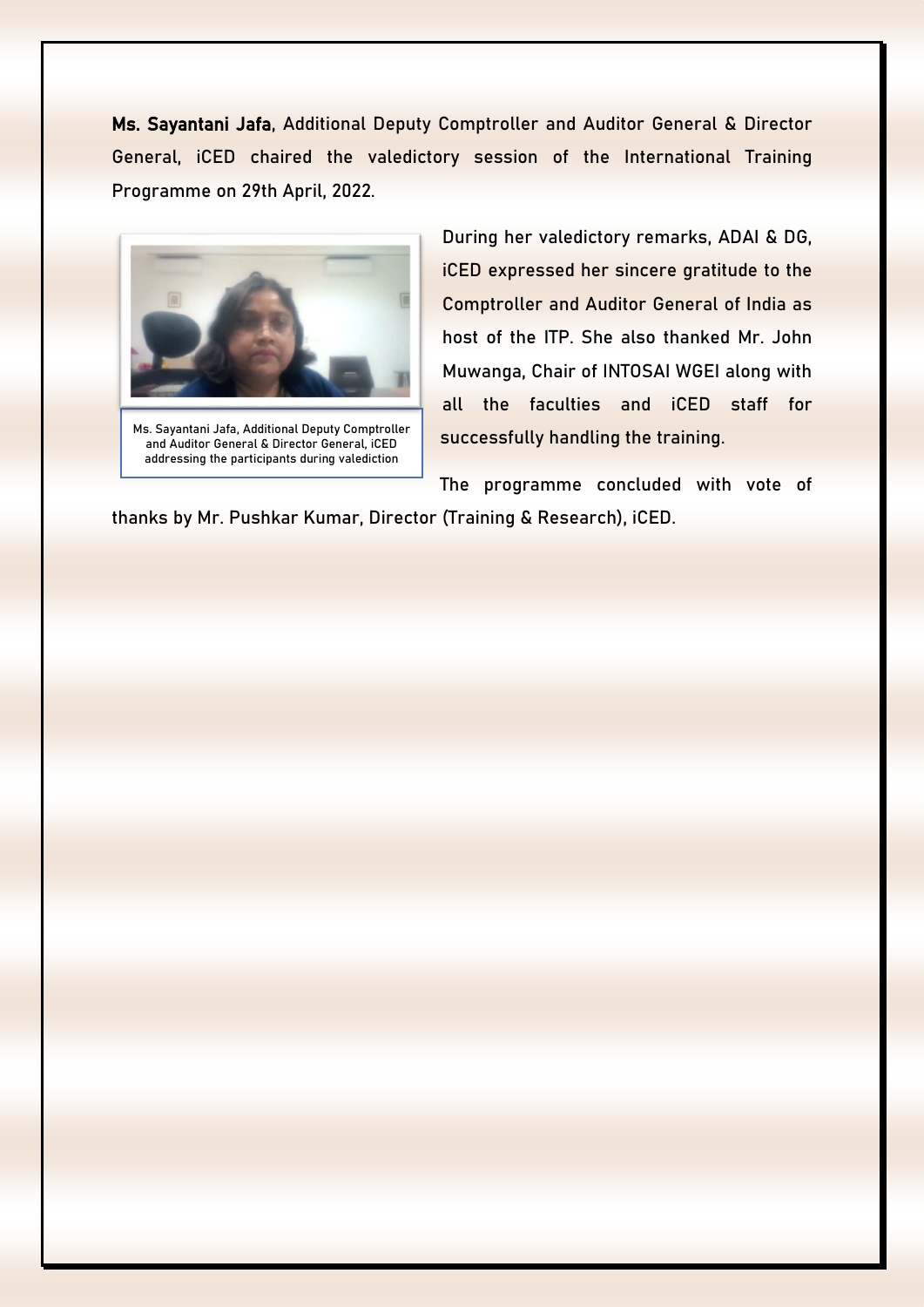**Ms. Sayantani Jafa**, Additional Deputy Comptroller and Auditor General & Director General, iCED chaired the valedictory session of the International Training Programme on 29th April, 2022.

Ms. Sayantani Jafa, Additional Deputy Comptroller and Auditor General & Director General, iCED addressing the participants during valediction

During her valedictory remarks, ADAI & DG, iCED expressed her sincere gratitude to the Comptroller and Auditor General of India as host of the ITP. She also thanked Mr. John Muwanga, Chair of INTOSAI WGEI along with all the faculties and iCED staff for successfully handling the training.

The programme concluded with vote of thanks by Mr. Pushkar Kumar, Director (Training & Research), iCED.